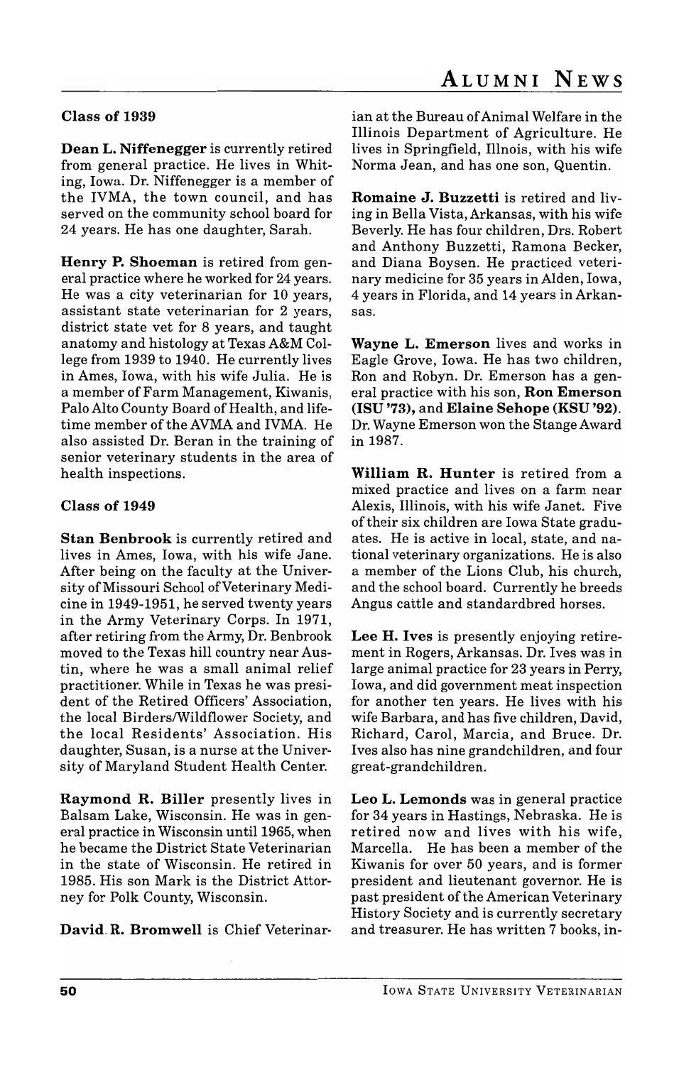## Class of 1939

**Dean L. Niffenegger** is currently retired from general practice. He lives in Whiting, Iowa. Dr. Niffenegger is a member of the IVMA, the town council, and has served on the community school board for 24 years. He has one daughter, Sarah.

**Henry P. Shoeman** is retired from general practice where he worked for 24 years. He was a city veterinarian for 10 years, assistant state veterinarian for 2 years, district state vet for 8 years, and taught anatomy and histology at Texas A&M College from 1939 to 1940. He currently lives in Ames, Iowa, with his wife Julia. He is a member of Farm Management, Kiwanis, Palo Alto County Board of Health, and lifetime member of the AVMA and IVMA. He also assisted Dr. Beran in the training of senior veterinary students in the area of health inspections.

## Class of 1949

**Stan Benbrook** is currently retired and lives in Ames, Iowa, with his wife Jane. After being on the faculty at the University of Missouri School of Veterinary Medicine in 1949-1951, he served twenty years in the Army Veterinary Corps. In 1971, after retiring from the Army, Dr. Benbrook moved to the Texas hill country near Austin, where he was a small animal relief practitioner. While in Texas he was president of the Retired Officers' Association, the local Birders/Wildflower Society, and the local Residents' Association. His daughter, Susan, is a nurse at the University of Maryland Student Health Center.

**Raymond R. Biller** presently lives in Balsam Lake, Wisconsin. He was in general practice in Wisconsin until 1965, when he became the District State Veterinarian in the state of Wisconsin. He retired in 1985. His son Mark is the District Attorney for Polk County, Wisconsin.

**David R. Bromwell** is Chief Veterinarian at the Bureau of Animal Welfare in the Illinois Department of Agriculture. He lives in Springfield, Illnois, with his wife Norma Jean, and has one son, Quentin.

**Romaine J. Buzzetti** is retired and living in Bella Vista, Arkansas, with his wife Beverly. He has four children, Drs. Robert and Anthony Buzzetti, Ramona Becker, and Diana Boysen. He practiced veterinary medicine for 35 years in Alden, Iowa, 4 years in Florida, and 14 years in Arkansas.

**Wayne L. Emerson** lives and works in Eagle Grove, Iowa. He has two children, Ron and Robyn. Dr. Emerson has a general practice with his son, **Ron Emerson (ISU '73),** and **Elaine Sehope (KSU '92).** Dr. Wayne Emerson won the Stange Award in 1987.

**William R. Hunter** is retired from a mixed practice and lives on a farm near Alexis, Illinois, with his wife Janet. Five of their six children are Iowa State graduates. He is active in local, state, and national veterinary organizations. He is also a member of the Lions Club, his church, and the school board. Currently he breeds Angus cattle and standardbred horses.

**Lee H. Ives** is presently enjoying retirement in Rogers, Arkansas. Dr. Ives was in large animal practice for 23 years in Perry, Iowa, and did government meat inspection for another ten years. He lives with his wife Barbara, and has five children, David, Richard, Carol, Marcia, and Bruce. Dr. Ives also has nine grandchildren, and four great-grandchildren.

**Leo L. Lemonds** was in general practice for 34 years in Hastings, Nebraska. He is retired now and lives with his wife, Marcella. He has been a member of the Kiwanis for over 50 years, and is former president and lieutenant governor. He is past president of the American Veterinary History Society and is currently secretary and treasurer. He has written 7 books, in-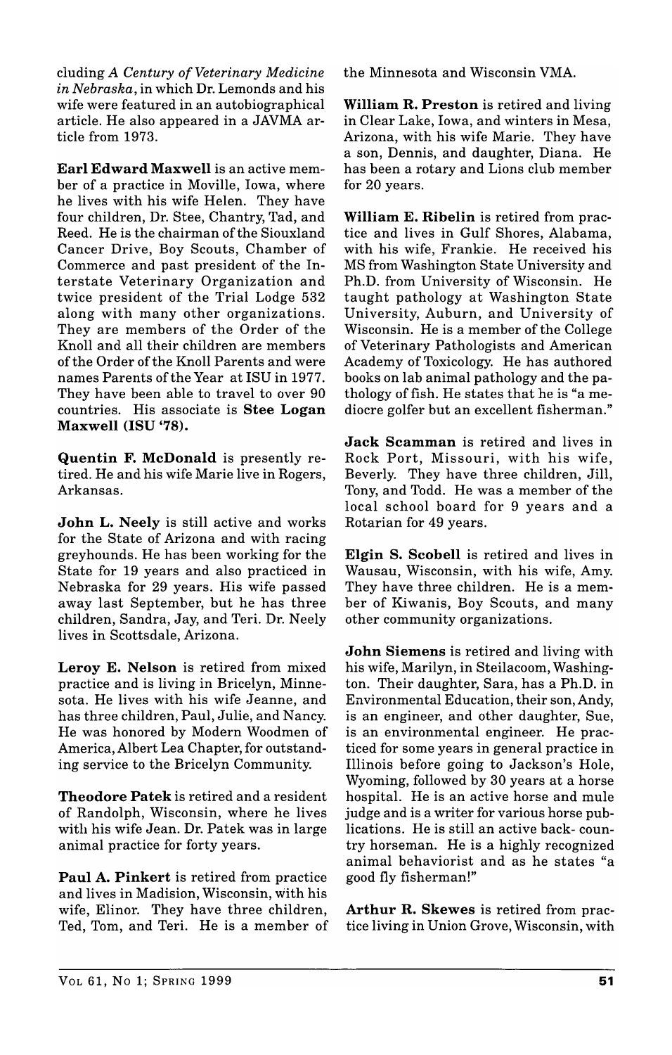cluding *A Century of Veterinary Medicine in Nebraska*, in which Dr. Lemonds and his wife were featured in an autobiographical article. He also appeared in a JAVMA article from 1973.

**Earl Edward Maxwell** is an active member of a practice in Moville, Iowa, where he lives with his wife Helen. They have four children, Dr. Stee, Chantry, Tad, and Reed. He is the chairman of the Siouxland Cancer Drive, Boy Scouts, Chamber of Commerce and past president of the Interstate Veterinary Organization and twice president of the Trial Lodge 532 along with many other organizations. They are members of the Order of the Knoll and all their children are members of the Order of the Knoll Parents and were names Parents of the Year at ISU in 1977. They have been able to travel to over 90 countries. His associate is **Stee Logan Maxwell (ISU '78).**

**Quentin F. McDonald** is presently retired. He and his wife Marie live in Rogers, Arkansas.

**John L. Neely** is still active and works for the State of Arizona and with racing greyhounds. He has been working for the State for 19 years and also practiced in Nebraska for 29 years. His wife passed away last September, but he has three children, Sandra, Jay, and Teri. Dr. Neely lives in Scottsdale, Arizona.

**Leroy E. Nelson** is retired from mixed practice and is living in Bricelyn, Minnesota. He lives with his wife Jeanne, and has three children, Paul, Julie, and Nancy. He was honored by Modern Woodmen of America, Albert Lea Chapter, for outstanding service to the Bricelyn Community.

**Theodore Patek** is retired and a resident of Randolph, Wisconsin, where he lives with his wife Jean. Dr. Patek was in large animal practice for forty years.

**Paul A. Pinkert** is retired from practice and lives in Madision, Wisconsin, with his wife, Elinor. They have three children, Ted, Tom, and Teri. He is a member of the Minnesota and Wisconsin VMA.

**William R. Preston** is retired and living in Clear Lake, Iowa, and winters in Mesa, Arizona, with his wife Marie. They have a son, Dennis, and daughter, Diana. He has been a rotary and Lions club member for 20 years.

**William E. Ribelin** is retired from practice and lives in Gulf Shores, Alabama, with his wife, Frankie. He received his MS from Washington State University and Ph.D. from University of Wisconsin. He taught pathology at Washington State University, Auburn, and University of Wisconsin. He is a member of the College of Veterinary Pathologists and American Academy of Toxicology. He has authored books on lab animal pathology and the pathology of fish. He states that he is "a mediocre golfer but an excellent fisherman."

**Jack Scamman** is retired and lives in Rock Port, Missouri, with his wife, Beverly. They have three children, Jill, Tony, and Todd. He was a member of the local school board for 9 years and a Rotarian for 49 years.

**Elgin S. Scobell** is retired and lives in Wausau, Wisconsin, with his wife, Amy. They have three children. He is a member of Kiwanis, Boy Scouts, and many other community organizations.

**John Siemens** is retired and living with his wife, Marilyn, in Steilacoom, Washington. Their daughter, Sara, has a Ph.D. in Environmental Education, their son, Andy, is an engineer, and other daughter, Sue, is an environmental engineer. He practiced for some years in general practice in Illinois before going to Jackson's Hole, Wyoming, followed by 30 years at a horse hospital. He is an active horse and mule judge and is a writer for various horse publications. He is still an active back- country horseman. He is a highly recognized animal behaviorist and as he states "a good fly fisherman!"

**Arthur R. Skewes** is retired from practice living in Union Grove, Wisconsin, with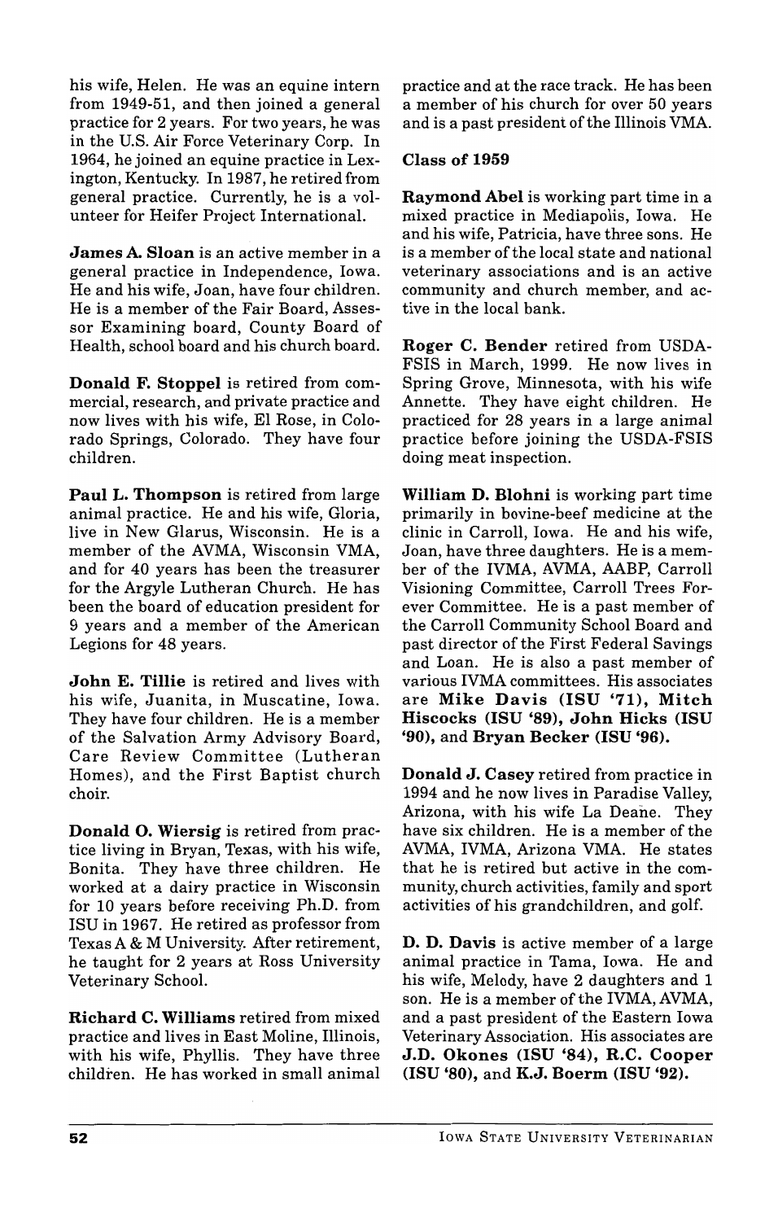his wife, Helen. He was an equine intern from 1949-51, and then joined a general practice for 2 years. For two years, he was in the U.S. Air Force Veterinary Corp. In 1964, he joined an equine practice in Lexington, Kentucky. In 1987, he retired from general practice. Currently, he is a volunteer for Heifer Project International.

**James A. Sloan** is an active member in a general practice in Independence, Iowa. He and his wife, Joan, have four children. He is a member of the Fair Board, Assessor Examining board, County Board of Health, school board and his church board.

**Donald F. Stoppel** is retired from commercial, research, and private practice and now lives with his wife, El Rose, in Colorado Springs, Colorado. They have four children.

**Paul L. Thompson** is retired from large animal practice. He and his wife, Gloria, live in New Glarus, Wisconsin. He is a member of the AVMA, Wisconsin VMA, and for 40 years has been the treasurer for the Argyle Lutheran Church. He has been the board of education president for 9 years and a member of the American Legions for 48 years.

**John E. Tillie** is retired and lives with his wife, Juanita, in Muscatine, Iowa. They have four children. He is a member of the Salvation Army Advisory Board, Care Review Committee (Lutheran Homes), and the First Baptist church choir.

**Donald O. Wiersig** is retired from practice living in Bryan, Texas, with his wife, Bonita. They have three children. He worked at a dairy practice in Wisconsin for 10 years before receiving Ph.D. from ISU in 1967. He retired as professor from Texas A & M University. After retirement, he taught for 2 years at Ross University Veterinary School.

**Richard C. Williams** retired from mixed practice and lives in East Moline, Illinois, with his wife, Phyllis. They have three children. He has worked in small animal practice and at the race track. He has been a member of his church for over 50 years and is a past president of the Illinois VMA.

**Class of 1959**

**Raymond Abel** is working part time in a mixed practice in Mediapolis, Iowa. He and his wife, Patricia, have three sons. He is a member of the local state and national veterinary associations and is an active community and church member, and active in the local bank.

**Roger C. Bender** retired from USDA-FSIS in March, 1999. He now lives in Spring Grove, Minnesota, with his wife Annette. They have eight children. He practiced for 28 years in a large animal practice before joining the USDA-FSIS doing meat inspection.

**William D. Blohni** is working part time primarily in bovine-beef medicine at the clinic in Carroll, Iowa. He and his wife, Joan, have three daughters. He is a member of the IVMA, AVMA, AABP, Carroll Visioning Committee, Carroll Trees Forever Committee. He is a past member of the Carroll Community School Board and past director of the First Federal Savings and Loan. He is also a past member of various IVMA committees. His associates are **Mike Davis (ISU '71), Mitch Hiscocks (ISU '89), John Hicks (ISU '90),** and **Bryan Becker (ISU '96).**

**Donald J. Casey** retired from practice in 1994 and he now lives in Paradise Valley, Arizona, with his wife La Deane. They have six children. He is a member of the AVMA, IVMA, Arizona VMA. He states that he is retired but active in the community, church activities, family and sport activities of his grandchildren, and golf.

**D. D. Davis** is active member of a large animal practice in Tama, Iowa. He and his wife, Melody, have 2 daughters and 1 son. He is a member of the IVMA, AVMA, and a past president of the Eastern Iowa Veterinary Association. His associates are **J.D. Okones (ISU '84), R.C. Cooper (ISU '80),** and **K.J. Boerm (ISU '92).**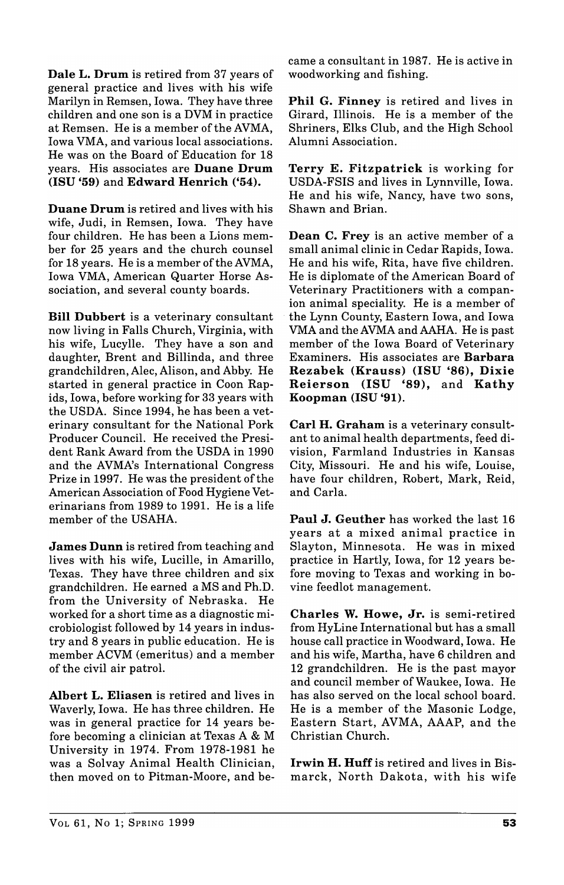**Dale L. Drum** is retired from 37 years of general practice and lives with his wife Marilyn in Remsen, Iowa. They have three children and one son is a DVM in practice at Remsen. He is a member of the AVMA, Iowa VMA, and various local associations. He was on the Board of Education for 18 years. His associates are **Duane Drum (ISU '59)** and **Edward Henrich ('54).**

**Duane Drum** is retired and lives with his wife, Judi, in Remsen, Iowa. They have four children. He has been a Lions member for 25 years and the church counsel for 18 years. He is a member of the AVMA, Iowa VMA, American Quarter Horse Association, and several county boards.

**Bill Dubbert** is a veterinary consultant now living in Falls Church, Virginia, with his wife, Lucylle. They have a son and daughter, Brent and Billinda, and three grandchildren, Alec, Alison, and Abby. He started in general practice in Coon Rapids, Iowa, before working for 33 years with the USDA. Since 1994, he has been a veterinary consultant for the National Pork Producer Council. He received the President Rank Award from the USDA in 1990 and the AVMA's International Congress Prize in 1997. He was the president of the American Association of Food Hygiene Veterinarians from 1989 to 1991. He is a life member of the USAHA.

**James Dunn** is retired from teaching and lives with his wife, Lucille, in Amarillo, Texas. They have three children and six grandchildren. He earned a MS and Ph.D. from the University of Nebraska. He worked for a short time as a diagnostic microbiologist followed by 14 years in industry and 8 years in public education. He is member ACVM (emeritus) and a member of the civil air patrol.

**Albert L. Eliasen** is retired and lives in Waverly, Iowa. He has three children. He was in general practice for 14 years before becoming a clinician at Texas A & M University in 1974. From 1978-1981 he was a Solvay Animal Health Clinician, then moved on to Pitman-Moore, and became a consultant in 1987. He is active in woodworking and fishing.

**Phil G. Finney** is retired and lives in Girard, Illinois. He is a member of the Shriners, Elks Club, and the High School Alumni Association.

**Terry E. Fitzpatrick** is working for USDA-FSIS and lives in Lynnville, Iowa. He and his wife, Nancy, have two sons, Shawn and Brian.

**Dean C. Frey** is an active member of a small animal clinic in Cedar Rapids, Iowa. He and his wife, Rita, have five children. He is diplomate of the American Board of Veterinary Practitioners with a companion animal speciality. He is a member of the Lynn County, Eastern Iowa, and Iowa VMA and the AVMA and AAHA. He is past member of the Iowa Board of Veterinary Examiners. His associates are **Barbara Rezabek (Krauss) (ISU '86), Dixie Reierson (ISU '89),** and **Kathy Koopman (ISU '91).**

**Carl H. Graham** is a veterinary consultant to animal health departments, feed division, Farmland Industries in Kansas City, Missouri. He and his wife, Louise, have four children, Robert, Mark, Reid, and Carla.

**Paul J. Geuther** has worked the last 16 years at a mixed animal practice in Slayton, Minnesota. He was in mixed practice in Hartly, Iowa, for 12 years before moving to Texas and working in bovine feedlot management.

**Charles W. Howe, Jr.** is semi-retired from HyLine International but has a small house call practice in Woodward, Iowa. He and his wife, Martha, have 6 children and 12 grandchildren. He is the past mayor and council member of Waukee, Iowa. He has also served on the local school board. He is a member of the Masonic Lodge, Eastern Start, AVMA, AAAP, and the Christian Church.

**Irwin H. Huff** is retired and lives in Bismarck, North Dakota, with his wife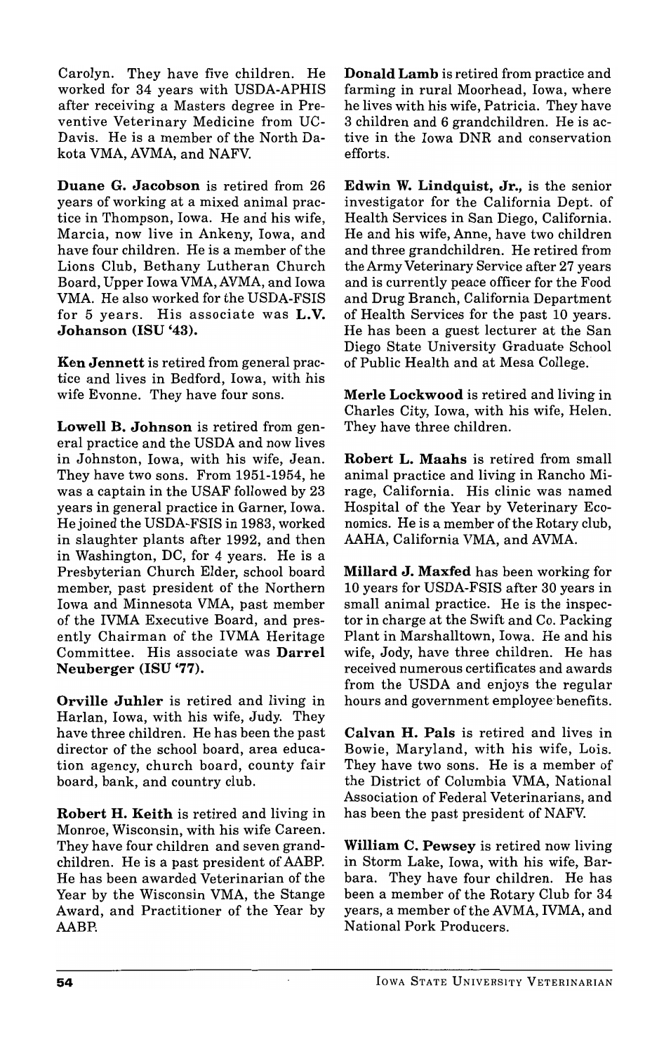Carolyn. They have five children. He worked for 34 years with USDA-APHIS after receiving a Masters degree in Preventive Veterinary Medicine from UC-Davis. He is a member of the North Dakota VMA, AVMA, and NAFV.

**Duane G. Jacobson** is retired from 26 years of working at a mixed animal practice in Thompson, Iowa. He and his wife, Marcia, now live in Ankeny, Iowa, and have four children. He is a member of the Lions Club, Bethany Lutheran Church Board, Upper Iowa VMA, AVMA, and Iowa VMA. He also worked for the USDA-FSIS for 5 years. His associate was **L.V. Johanson (ISU '43).**

**Ken Jennett** is retired from general practice and lives in Bedford, Iowa, with his wife Evonne. They have four sons.

**Lowell B. Johnson** is retired from general practice and the USDA and now lives in Johnston, Iowa, with his wife, Jean. They have two sons. From 1951-1954, he was a captain in the USAF followed by 23 years in general practice in Garner, Iowa. He joined the USDA-FSIS in 1983, worked in slaughter plants after 1992, and then in Washington, DC, for 4 years. He is a Presbyterian Church Elder, school board member, past president of the Northern Iowa and Minnesota VMA, past member of the IVMA Executive Board, and presently Chairman of the IVMA Heritage Committee. His associate was **Darrel Neuberger (ISU '77).**

**Orville Juhler** is retired and living in Harlan, Iowa, with his wife, Judy. They have three children. He has been the past director of the school board, area education agency, church board, county fair board, bank, and country club.

**Robert H. Keith** is retired and living in Monroe, Wisconsin, with his wife Careen. They have four children and seven grandchildren. He is a past president of AABP. He has been awarded Veterinarian of the Year by the Wisconsin VMA, the Stange Award, and Practitioner of the Year by AABP.

**Donald Lamb** is retired from practice and farming in rural Moorhead, Iowa, where he lives with his wife, Patricia. They have 3 children and 6 grandchildren. He is active in the Iowa DNR and conservation efforts.

**Edwin W. Lindquist, Jr.,** is the senior investigator for the California Dept. of Health Services in San Diego, California. He and his wife, Anne, have two children and three grandchildren. He retired from the Army Veterinary Service after 27 years and is currently peace officer for the Food and Drug Branch, California Department of Health Services for the past 10 years. He has been a guest lecturer at the San Diego State University Graduate School of Public Health and at Mesa College.

**Merle Lockwood** is retired and living in Charles City, Iowa, with his wife, Helen. They have three children.

**Robert L. Maahs** is retired from small animal practice and living in Rancho Mirage, California. His clinic was named Hospital of the Year by Veterinary Economics. He is a member of the Rotary club, AAHA, California VMA, and AVMA.

**Millard J. Maxfed** has been working for 10 years for USDA-FSIS after 30 years in small animal practice. He is the inspector in charge at the Swift and Co. Packing Plant in Marshalltown, Iowa. He and his wife, Jody, have three children. He has received numerous certificates and awards from the USDA and enjoys the regular hours and government employee benefits.

**Calvan H. Pals** is retired and lives in Bowie, Maryland, with his wife, Lois. They have two sons. He is a member of the District of Columbia VMA, National Association of Federal Veterinarians, and has been the past president of NAFV.

**William C. Pewsey** is retired now living in Storm Lake, Iowa, with his wife, Barbara. They have four children. He has been a member of the Rotary Club for 34 years, a member of the AVMA, IVMA, and National Pork Producers.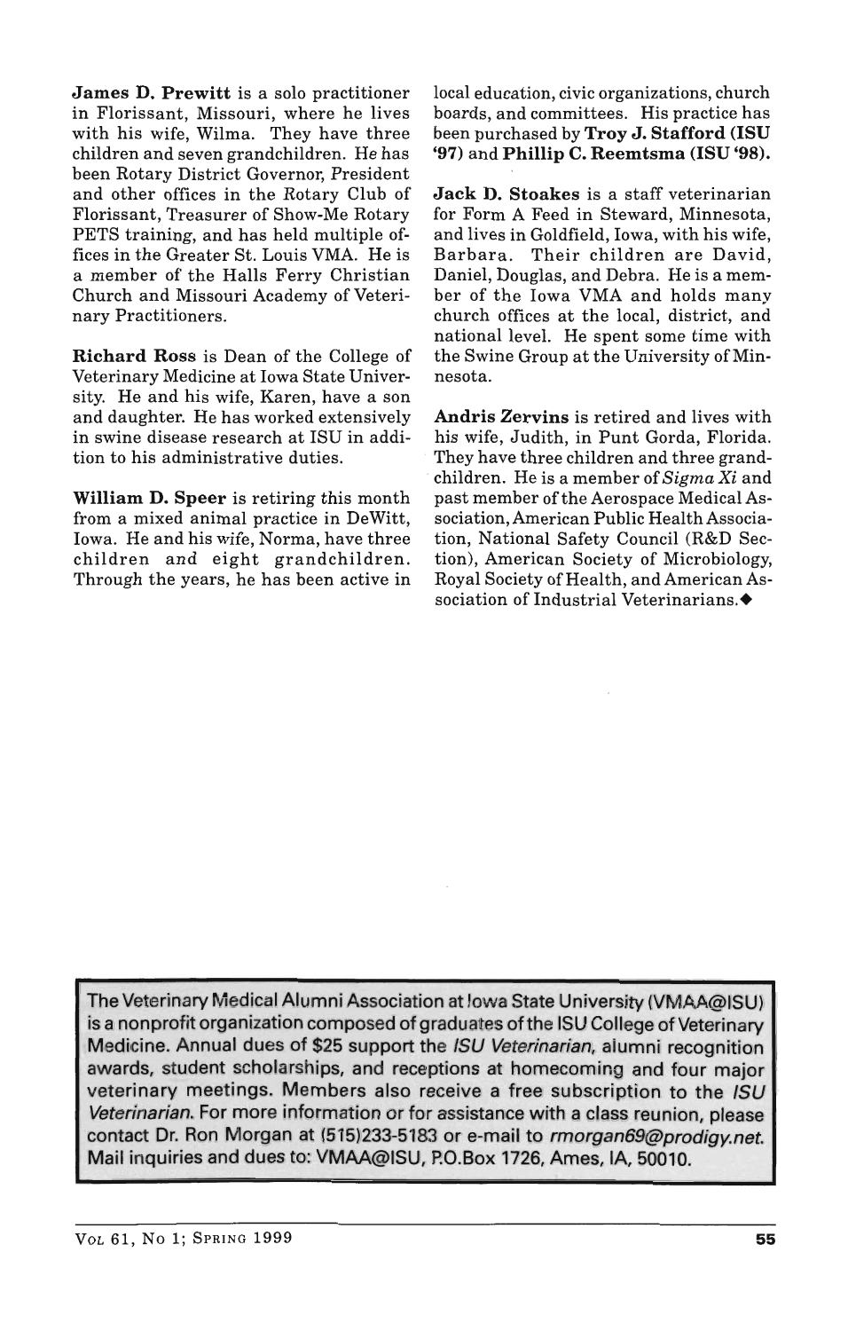**James D. Prewitt** is a solo practitioner in Florissant, Missouri, where he lives with his wife, Wilma. They have three children and seven grandchildren. He has been Rotary District Governor, President and other offices in the Rotary Club of Florissant, Treasurer of Show-Me Rotary PETS training, and has held multiple offices in the Greater St. Louis VMA. He is a member of the Halls Ferry Christian Church and Missouri Academy of Veterinary Practitioners.

**Richard Ross** is Dean of the College of Veterinary Medicine at Iowa State University. He and his wife, Karen, have a son and daughter. He has worked extensively in swine disease research at ISU in addition to his administrative duties.

**William D. Speer** is retiring this month from a mixed animal practice in DeWitt, Iowa. He and his wife, Norma, have three children and eight grandchildren. Through the years, he has been active in local education, civic organizations, church boards, and committees. His practice has been purchased by **Troy J. Stafford (ISU '97)** and **Phillip C. Reemtsma (ISU '98).**

**Jack D. Stoakes** is a staff veterinarian for Form A Feed in Steward, Minnesota, and lives in Goldfield, Iowa, with his wife, Barbara. Their children are David, Daniel, Douglas, and Debra. He is a member of the Iowa VMA and holds many church offices at the local, district, and national level. He spent some time with the Swine Group at the University of Minnesota.

**Andris Zervins** is retired and lives with his wife, Judith, in Punt Gorda, Florida. They have three children and three grandchildren. He is a member of *Sigma Xi* and past member of the Aerospace Medical Association, American Public Health Association, National Safety Council (R&D Section), American Society of Microbiology, Royal Society of Health, and American Association of Industrial Veterinarians.◆

The Veterinary Medical Alumni Association at Iowa State University (VMAA@ISU) is a nonprofit organization composed of graduates of the ISU College of Veterinary Medicine. Annual dues of $25 support the *ISU Veterinarian*, alumni recognition awards, student scholarships, and receptions at homecoming and four major veterinary meetings. Members also receive a free subscription to the *ISU Veterinarian*. For more information or for assistance with a class reunion, please contact Dr. Ron Morgan at (515)233-5183 or e-mail to *rmorgan69@prodigy.net*. Mail inquiries and dues to: VMAA@ISU, P.O.Box 1726, Ames, IA, 50010.